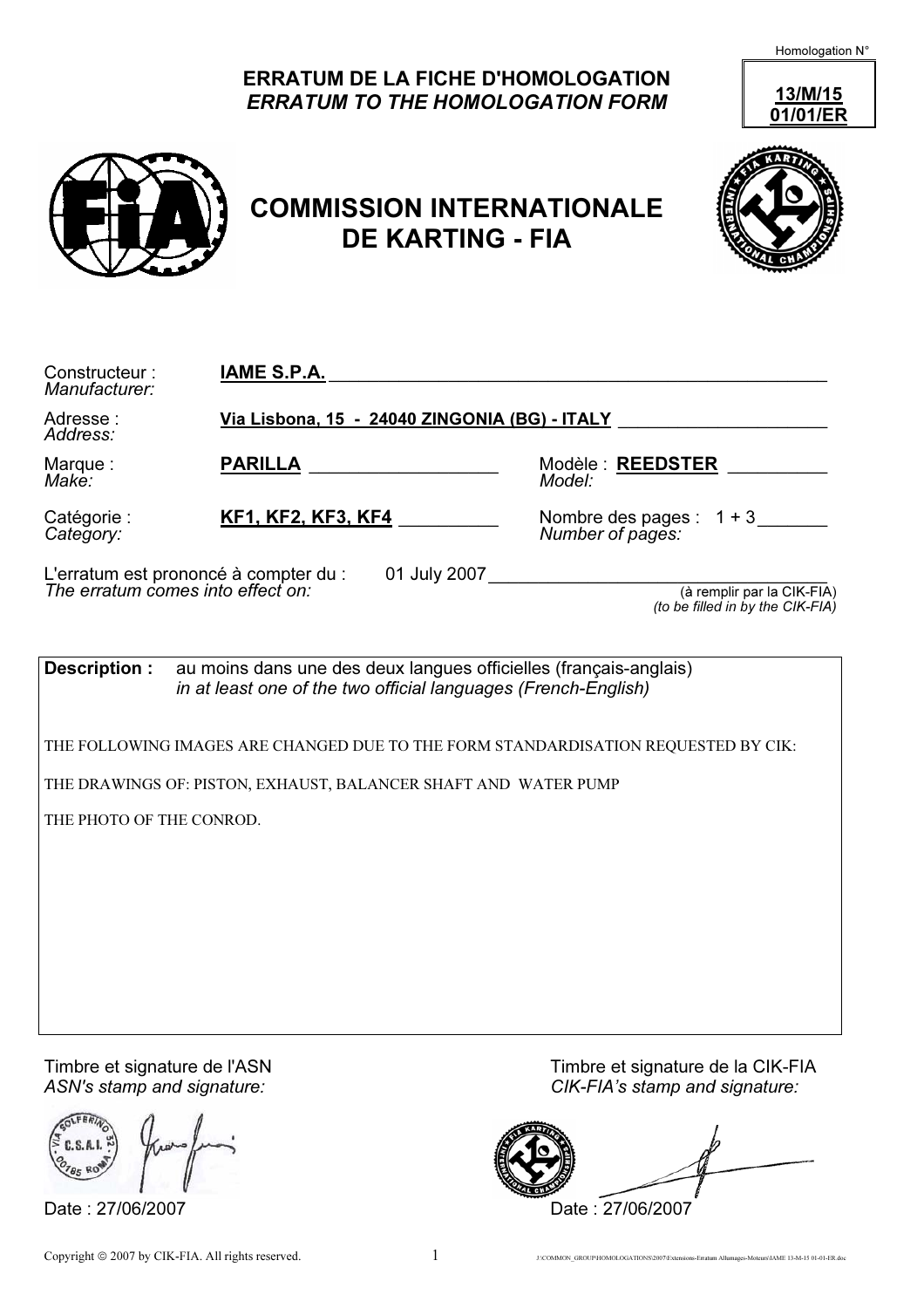Homologation N°

**13/M/15**
**01/01/ER**

**ERRATUM DE LA FICHE D'HOMOLOGATION**
***ERRATUM TO THE HOMOLOGATION FORM***

# COMMISSION INTERNATIONALE DE KARTING - FIA

Constructeur : *Manufacturer:* **IAME S.P.A.**

Adresse : *Address:* **Via Lisbona, 15 - 24040 ZINGONIA (BG) - ITALY**

Marque : *Make:* **PARILLA**

Modèle : *Model:* **REEDSTER**

Catégorie : *Category:* **KF1, KF2, KF3, KF4**

Nombre des pages : *Number of pages:* 1 + 3

L'erratum est prononcé à compter du : *The erratum comes into effect on:* 01 July 2007 (à remplir par la CIK-FIA) *(to be filled in by the CIK-FIA)*

**Description :** au moins dans une des deux langues officielles (français-anglais) *in at least one of the two official languages (French-English)*

THE FOLLOWING IMAGES ARE CHANGED DUE TO THE FORM STANDARDISATION REQUESTED BY CIK:

THE DRAWINGS OF: PISTON, EXHAUST, BALANCER SHAFT AND WATER PUMP

THE PHOTO OF THE CONROD.

Timbre et signature de l'ASN
*ASN's stamp and signature:*

Date : 27/06/2007

Timbre et signature de la CIK-FIA
*CIK-FIA's stamp and signature:*

Date : 27/06/2007

Copyright © 2007 by CIK-FIA. All rights reserved.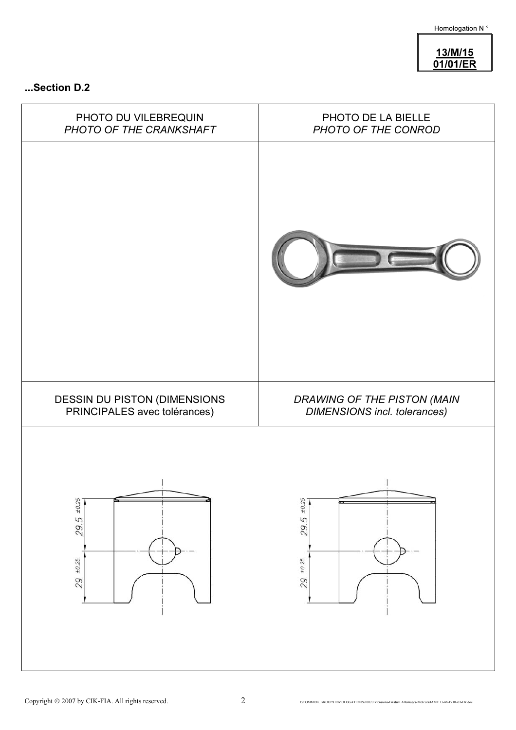Homologation N °

**13/M/15**
**01/01/ER**

**...Section D.2**

| PHOTO DU VILEBREQUIN *PHOTO OF THE CRANKSHAFT* | PHOTO DE LA BIELLE *PHOTO OF THE CONROD* |
| --- | --- |
| | |
| DESSIN DU PISTON (DIMENSIONS PRINCIPALES avec tolérances) | *DRAWING OF THE PISTON (MAIN DIMENSIONS incl. tolerances)* |

29.5 ±0.25
29 ±0.25

29.5 ±0.25
29 ±0.25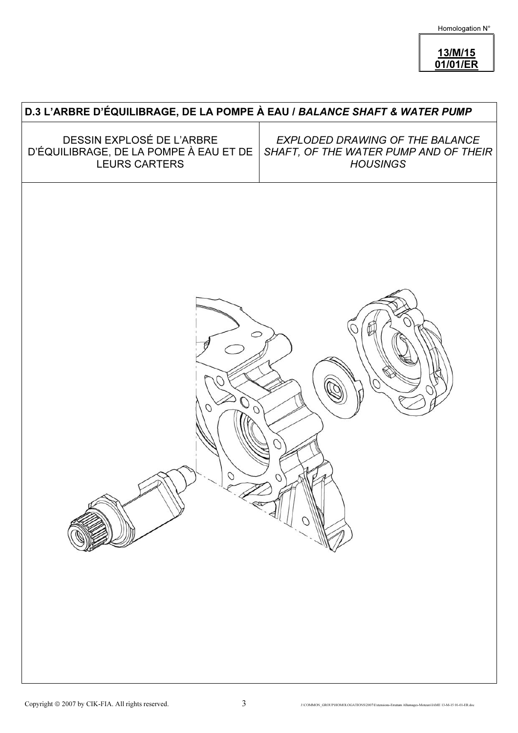## D.3 L'ARBRE D'ÉQUILIBRAGE, DE LA POMPE À EAU / *BALANCE SHAFT & WATER PUMP*

| | |
|---|---|
| DESSIN EXPLOSÉ DE L'ARBRE D'ÉQUILIBRAGE, DE LA POMPE À EAU ET DE LEURS CARTERS | *EXPLODED DRAWING OF THE BALANCE SHAFT, OF THE WATER PUMP AND OF THEIR HOUSINGS* |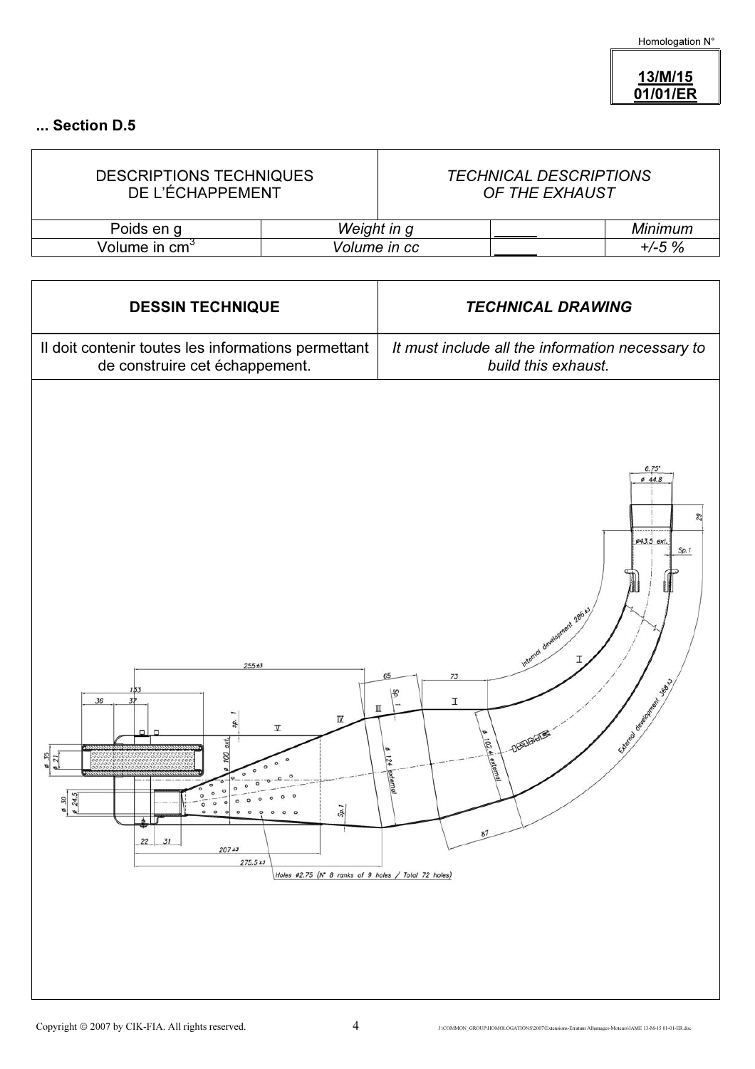Homologation N°

**13/M/15**
**01/01/ER**

**... Section D.5**

| DESCRIPTIONS TECHNIQUES DE L'ÉCHAPPEMENT | *TECHNICAL DESCRIPTIONS OF THE EXHAUST* | | |
|---|---|---|---|
| Poids en g | *Weight in g* | _____ | *Minimum* |
| Volume in $cm^3$ | *Volume in cc* | _____ | *+/-5 %* |

| **DESSIN TECHNIQUE** | ***TECHNICAL DRAWING*** |
|---|---|
| Il doit contenir toutes les informations permettant de construire cet échappement. | *It must include all the information necessary to build this exhaust.* |

6.75°
ø 44.8
29
ø43.5 ext.
Sp.1
Internal development 286±3
External development 368±3
I
II
III
IV
V
255±3
133
36
37
65
73
Sp. 1
sp. 1
ø 100 ext.
ø 124 external
ø 102.4 external
ø 35
ø 21
ø 30
ø 24.5
Sp.1
87
22
31
207±3
275.5±3
Holes ø2.75 (N° 8 ranks of 9 holes / Total 72 holes)